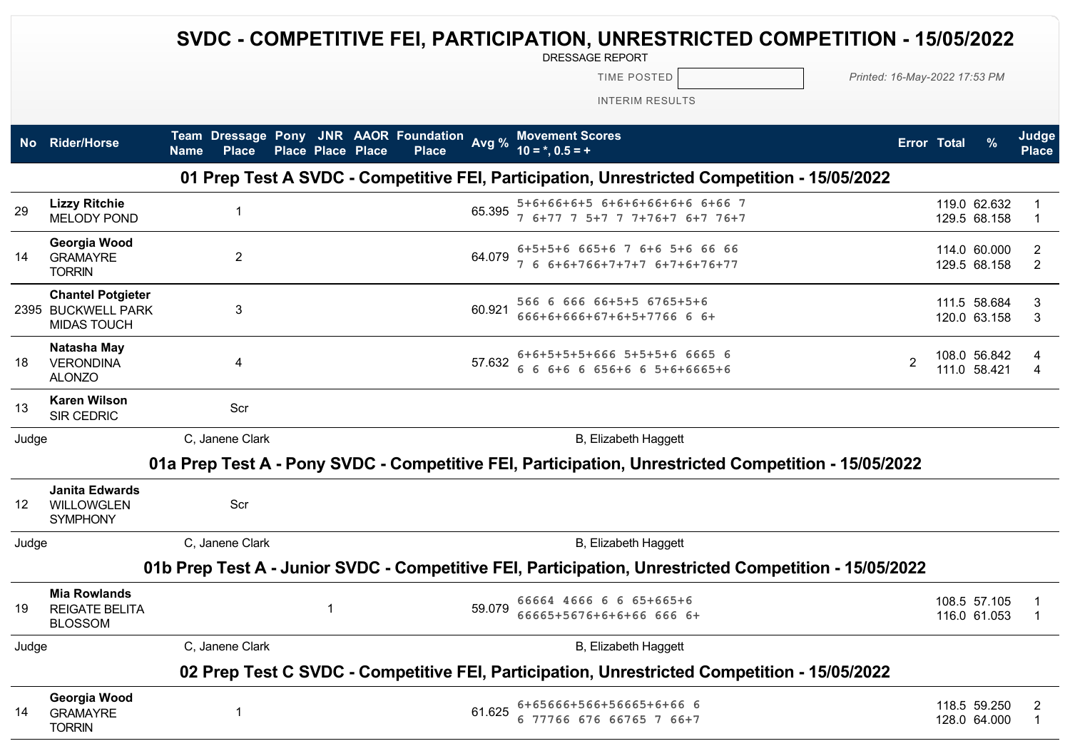# SVDC - COMPETITIVE FEI, PARTICIPATION, UNRESTRICTED COMPETITION - 15/05/2022

DRESSAGE REPORT

TIME POSTED

INTERIM RESULTS

*Printed: 16-May-2022 17:53 PM*

| No | Rider/Horse | Team Name | Dressage Place | Pony Place | JNR Place | AAOR Place | Foundation Place | Avg % | Movement Scores 10 = *, 0.5 = + | Error | Total | % | Judge Place |
|---|---|---|---|---|---|---|---|---|---|---|---|---|---|
| **01 Prep Test A SVDC - Competitive FEI, Participation, Unrestricted Competition - 15/05/2022** | | | | | | | | | | | | | |
| 29 | **Lizzy Ritchie** MELODY POND | | 1 | | | | | 65.395 | 5+6+66+6+5 6+6+6+66+6+6 6+66 7<br>7 6+77 7 5+7 7 7+76+7 6+7 76+7 | | 119.0<br>129.5 | 62.632<br>68.158 | 1<br>1 |
| 14 | **Georgia Wood** GRAMAYRE TORRIN | | 2 | | | | | 64.079 | 6+5+5+6 665+6 7 6+6 5+6 66 66<br>7 6 6+6+766+7+7+7 6+7+6+76+77 | | 114.0<br>129.5 | 60.000<br>68.158 | 2<br>2 |
| 2395 | **Chantel Potgieter** BUCKWELL PARK MIDAS TOUCH | | 3 | | | | | 60.921 | 566 6 666 66+5+5 6765+5+6<br>666+6+666+67+6+5+7766 6 6+ | | 111.5<br>120.0 | 58.684<br>63.158 | 3<br>3 |
| 18 | **Natasha May** VERONDINA ALONZO | | 4 | | | | | 57.632 | 6+6+5+5+5+666 5+5+5+6 6665 6<br>6 6 6+6 6 656+6 6 5+6+6665+6 | 2 | 108.0<br>111.0 | 56.842<br>58.421 | 4<br>4 |
| 13 | **Karen Wilson** SIR CEDRIC | | Scr | | | | | | | | | | |
| Judge | | C, Janene Clark | | | | | | | B, Elizabeth Haggett | | | | |
| **01a Prep Test A - Pony SVDC - Competitive FEI, Participation, Unrestricted Competition - 15/05/2022** | | | | | | | | | | | | | |
| 12 | **Janita Edwards** WILLOWGLEN SYMPHONY | | Scr | | | | | | | | | | |
| Judge | | C, Janene Clark | | | | | | | B, Elizabeth Haggett | | | | |
| **01b Prep Test A - Junior SVDC - Competitive FEI, Participation, Unrestricted Competition - 15/05/2022** | | | | | | | | | | | | | |
| 19 | **Mia Rowlands** REIGATE BELITA BLOSSOM | | | | 1 | | | 59.079 | 66664 4666 6 6 65+665+6<br>66665+5676+6+6+66 666 6+ | | 108.5<br>116.0 | 57.105<br>61.053 | 1<br>1 |
| Judge | | C, Janene Clark | | | | | | | B, Elizabeth Haggett | | | | |
| **02 Prep Test C SVDC - Competitive FEI, Participation, Unrestricted Competition - 15/05/2022** | | | | | | | | | | | | | |
| 14 | **Georgia Wood** GRAMAYRE TORRIN | | 1 | | | | | 61.625 | 6+65666+566+56665+6+66 6<br>6 77766 676 66765 7 66+7 | | 118.5<br>128.0 | 59.250<br>64.000 | 2<br>1 |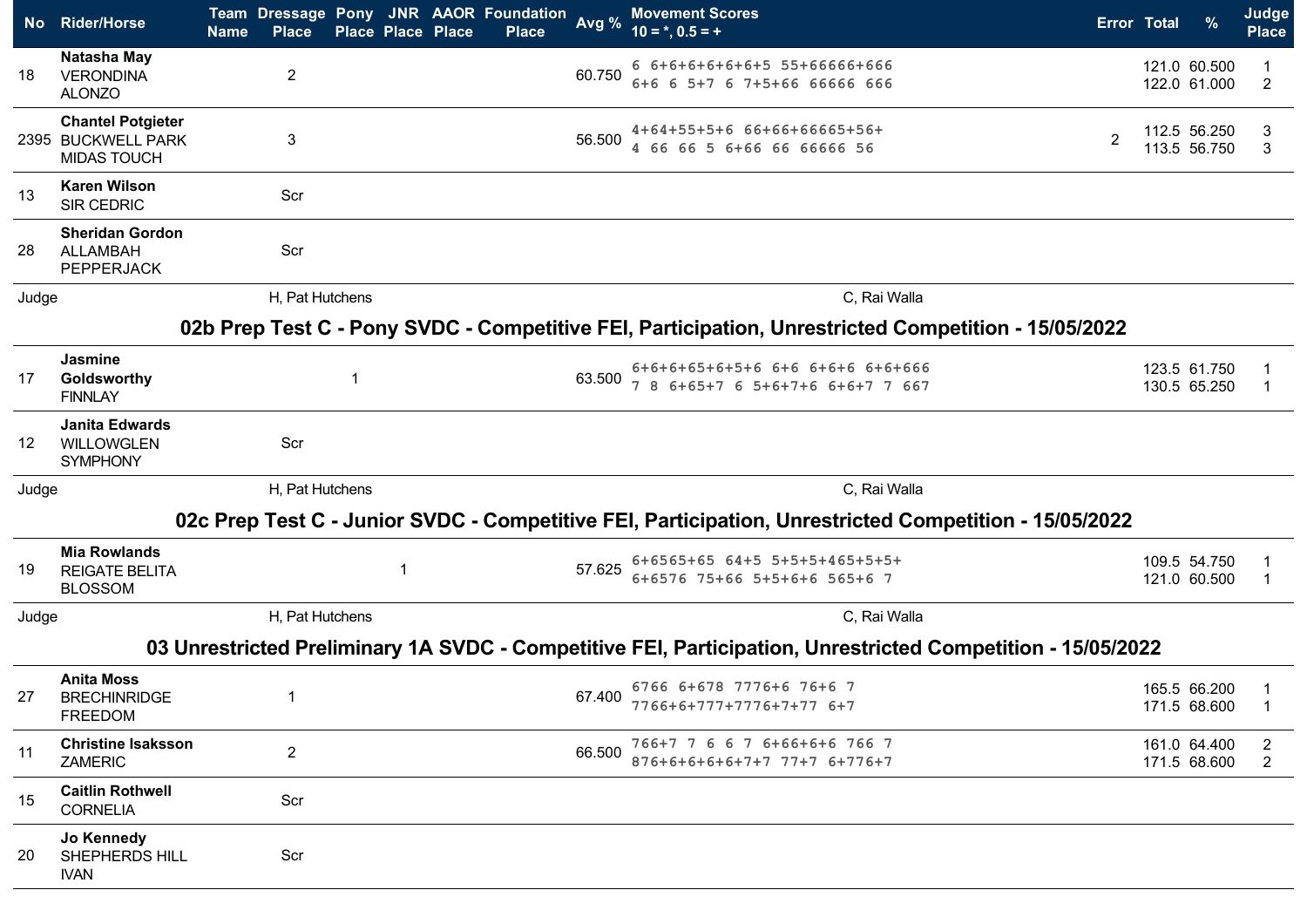| No | Rider/Horse | Team Name | Dressage Place | Pony Place | JNR Place | AAOR Place | Foundation Place | Avg % | Movement Scores 10 = *, 0.5 = + | Error | Total | % | Judge Place |
|---|---|---|---|---|---|---|---|---|---|---|---|---|---|
| 18 | **Natasha May** VERONDINA ALONZO | | 2 | | | | | 60.750 | 6 6+6+6+6+6+6+5 55+66666+666<br>6+6 6 5+7 6 7+5+66 66666 666 | | 121.0<br>122.0 | 60.500<br>61.000 | 1<br>2 |
| 2395 | **Chantel Potgieter** BUCKWELL PARK MIDAS TOUCH | | 3 | | | | | 56.500 | 4+64+55+5+6 66+66+66665+56+<br>4 66 66 5 6+66 66 66666 56 | 2 | 112.5<br>113.5 | 56.250<br>56.750 | 3<br>3 |
| 13 | **Karen Wilson** SIR CEDRIC | | Scr | | | | | | | | | | |
| 28 | **Sheridan Gordon** ALLAMBAH PEPPERJACK | | Scr | | | | | | | | | | |
| Judge | | | H, Pat Hutchens | | | | | | C, Rai Walla | | | | |

## 02b Prep Test C - Pony SVDC - Competitive FEI, Participation, Unrestricted Competition - 15/05/2022

| No | Rider/Horse | Team Name | Dressage Place | Pony Place | JNR Place | AAOR Place | Foundation Place | Avg % | Movement Scores 10 = *, 0.5 = + | Error | Total | % | Judge Place |
|---|---|---|---|---|---|---|---|---|---|---|---|---|---|
| 17 | **Jasmine Goldsworthy** FINNLAY | | | 1 | | | | 63.500 | 6+6+6+65+6+5+6 6+6 6+6+6 6+6+666<br>7 8 6+65+7 6 5+6+7+6 6+6+7 7 667 | | 123.5<br>130.5 | 61.750<br>65.250 | 1<br>1 |
| 12 | **Janita Edwards** WILLOWGLEN SYMPHONY | | Scr | | | | | | | | | | |
| Judge | | | H, Pat Hutchens | | | | | | C, Rai Walla | | | | |

## 02c Prep Test C - Junior SVDC - Competitive FEI, Participation, Unrestricted Competition - 15/05/2022

| No | Rider/Horse | Team Name | Dressage Place | Pony Place | JNR Place | AAOR Place | Foundation Place | Avg % | Movement Scores 10 = *, 0.5 = + | Error | Total | % | Judge Place |
|---|---|---|---|---|---|---|---|---|---|---|---|---|---|
| 19 | **Mia Rowlands** REIGATE BELITA BLOSSOM | | | | 1 | | | 57.625 | 6+6565+65 64+5 5+5+5+465+5+5+<br>6+6576 75+66 5+5+6+6 565+6 7 | | 109.5<br>121.0 | 54.750<br>60.500 | 1<br>1 |
| Judge | | | H, Pat Hutchens | | | | | | C, Rai Walla | | | | |

## 03 Unrestricted Preliminary 1A SVDC - Competitive FEI, Participation, Unrestricted Competition - 15/05/2022

| No | Rider/Horse | Team Name | Dressage Place | Pony Place | JNR Place | AAOR Place | Foundation Place | Avg % | Movement Scores 10 = *, 0.5 = + | Error | Total | % | Judge Place |
|---|---|---|---|---|---|---|---|---|---|---|---|---|---|
| 27 | **Anita Moss** BRECHINRIDGE FREEDOM | | 1 | | | | | 67.400 | 6766 6+678 7776+6 76+6 7<br>7766+6+777+7776+7+77 6+7 | | 165.5<br>171.5 | 66.200<br>68.600 | 1<br>1 |
| 11 | **Christine Isaksson** ZAMERIC | | 2 | | | | | 66.500 | 766+7 7 6 6 7 6+66+6+6 766 7<br>876+6+6+6+6+7+7 77+7 6+776+7 | | 161.0<br>171.5 | 64.400<br>68.600 | 2<br>2 |
| 15 | **Caitlin Rothwell** CORNELIA | | Scr | | | | | | | | | | |
| 20 | **Jo Kennedy** SHEPHERDS HILL IVAN | | Scr | | | | | | | | | | |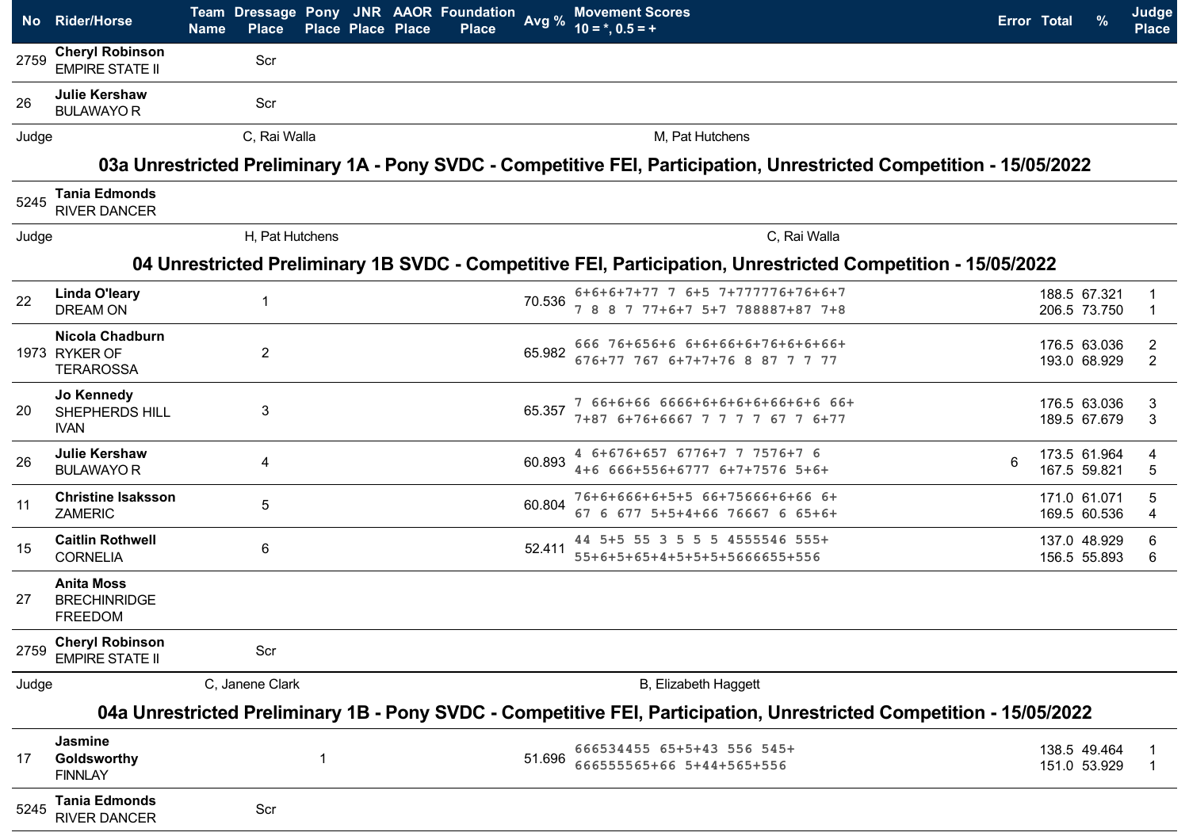| No | Rider/Horse | Team Name | Dressage Place | Pony Place | JNR Place | AAOR Place | Foundation Place | Avg % | Movement Scores 10 = *, 0.5 = + | Error | Total | % | Judge Place |
|---|---|---|---|---|---|---|---|---|---|---|---|---|---|
| 2759 | **Cheryl Robinson** EMPIRE STATE II | | Scr | | | | | | | | | | |
| 26 | **Julie Kershaw** BULAWAYO R | | Scr | | | | | | | | | | |

Judge C, Rai Walla M, Pat Hutchens

## 03a Unrestricted Preliminary 1A - Pony SVDC - Competitive FEI, Participation, Unrestricted Competition - 15/05/2022

| No | Rider/Horse | Team Name | Dressage Place | Pony Place | JNR Place | AAOR Place | Foundation Place | Avg % | Movement Scores | Error | Total | % | Judge Place |
|---|---|---|---|---|---|---|---|---|---|---|---|---|---|
| 5245 | **Tania Edmonds** RIVER DANCER | | | | | | | | | | | | |

Judge H, Pat Hutchens C, Rai Walla

## 04 Unrestricted Preliminary 1B SVDC - Competitive FEI, Participation, Unrestricted Competition - 15/05/2022

| No | Rider/Horse | Team Name | Dressage Place | Pony Place | JNR Place | AAOR Place | Foundation Place | Avg % | Movement Scores | Error | Total | % | Judge Place |
|---|---|---|---|---|---|---|---|---|---|---|---|---|---|
| 22 | **Linda O'leary** DREAM ON | | 1 | | | | | 70.536 | 6+6+6+7+77 7 6+5 7+777776+76+6+7<br>7 8 8 7 77+6+7 5+7 788887+87 7+8 | | 188.5<br>206.5 | 67.321<br>73.750 | 1<br>1 |
| 1973 | **Nicola Chadburn** RYKER OF TERAROSSA | | 2 | | | | | 65.982 | 666 76+656+6 6+6+66+6+76+6+6+66+<br>676+77 767 6+7+7+76 8 87 7 7 77 | | 176.5<br>193.0 | 63.036<br>68.929 | 2<br>2 |
| 20 | **Jo Kennedy** SHEPHERDS HILL IVAN | | 3 | | | | | 65.357 | 7 66+6+66 6666+6+6+6+6+66+6+6 66+<br>7+87 6+76+6667 7 7 7 7 67 7 6+77 | | 176.5<br>189.5 | 63.036<br>67.679 | 3<br>3 |
| 26 | **Julie Kershaw** BULAWAYO R | | 4 | | | | | 60.893 | 4 6+676+657 6776+7 7 7576+7 6<br>4+6 666+556+6777 6+7+7576 5+6+ | 6 | 173.5<br>167.5 | 61.964<br>59.821 | 4<br>5 |
| 11 | **Christine Isaksson** ZAMERIC | | 5 | | | | | 60.804 | 76+6+666+6+5+5 66+75666+6+66 6+<br>67 6 677 5+5+4+66 76667 6 65+6+ | | 171.0<br>169.5 | 61.071<br>60.536 | 5<br>4 |
| 15 | **Caitlin Rothwell** CORNELIA | | 6 | | | | | 52.411 | 44 5+5 55 3 5 5 5 4555546 555+<br>55+6+5+65+4+5+5+5+5666655+556 | | 137.0<br>156.5 | 48.929<br>55.893 | 6<br>6 |
| 27 | **Anita Moss** BRECHINRIDGE FREEDOM | | | | | | | | | | | | |
| 2759 | **Cheryl Robinson** EMPIRE STATE II | | Scr | | | | | | | | | | |

Judge C, Janene Clark B, Elizabeth Haggett

## 04a Unrestricted Preliminary 1B - Pony SVDC - Competitive FEI, Participation, Unrestricted Competition - 15/05/2022

| No | Rider/Horse | Team Name | Dressage Place | Pony Place | JNR Place | AAOR Place | Foundation Place | Avg % | Movement Scores | Error | Total | % | Judge Place |
|---|---|---|---|---|---|---|---|---|---|---|---|---|---|
| 17 | **Jasmine Goldsworthy** FINNLAY | | | 1 | | | | 51.696 | 666534455 65+5+43 556 545+<br>666555565+66 5+44+565+556 | | 138.5<br>151.0 | 49.464<br>53.929 | 1<br>1 |
| 5245 | **Tania Edmonds** RIVER DANCER | | Scr | | | | | | | | | | |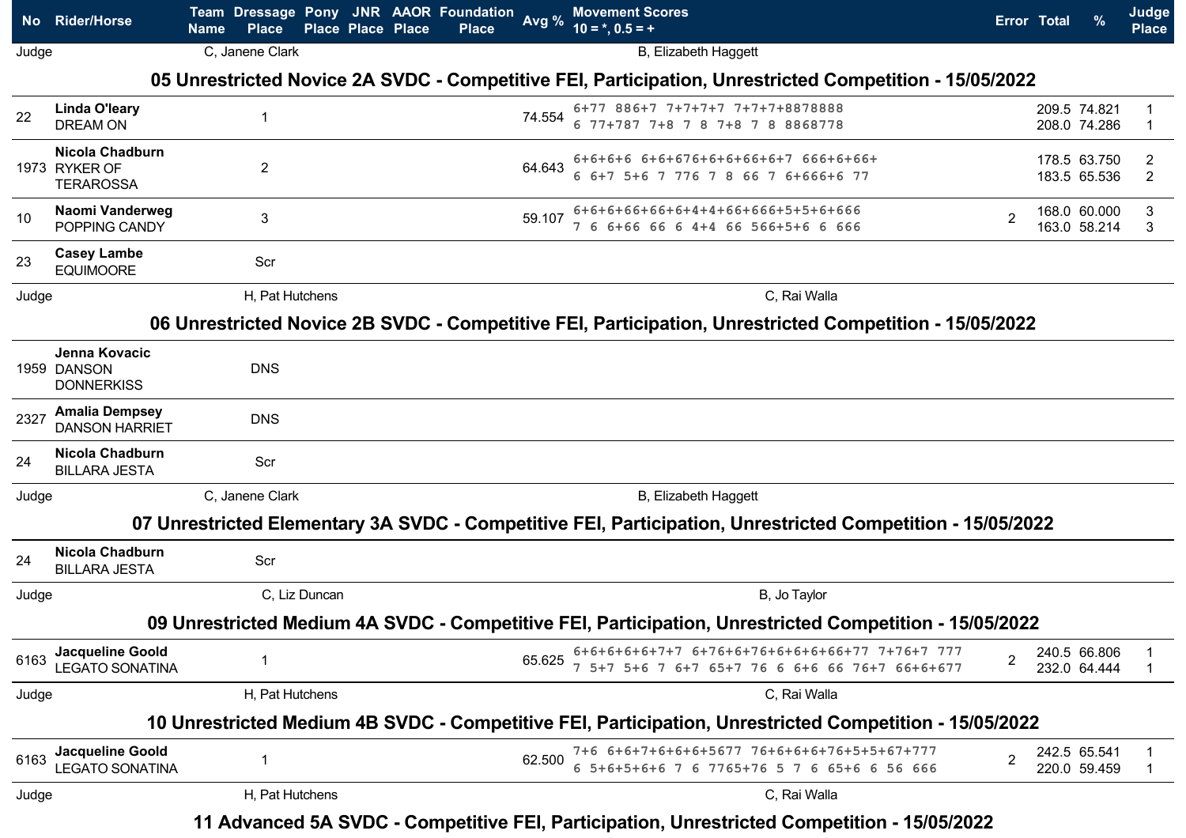| No | Rider/Horse | Team Name | Dressage Place | Pony Place | JNR Place | AAOR Place | Foundation Place | Avg % | Movement Scores 10 = *, 0.5 = + | Error | Total | % | Judge Place |
|---|---|---|---|---|---|---|---|---|---|---|---|---|---|
| Judge | | C, Janene Clark | | | | | | | B, Elizabeth Haggett | | | | |

## 05 Unrestricted Novice 2A SVDC - Competitive FEI, Participation, Unrestricted Competition - 15/05/2022

| No | Rider/Horse | Team Name | Dressage Place | Pony Place | JNR Place | AAOR Place | Foundation Place | Avg % | Movement Scores 10 = *, 0.5 = + | Error | Total | % | Judge Place |
|---|---|---|---|---|---|---|---|---|---|---|---|---|---|
| 22 | **Linda O'leary** DREAM ON | | 1 | | | | | 74.554 | 6+77 886+7 7+7+7+7 7+7+7+8878888<br>6 77+787 7+8 7 8 7+8 7 8 8868778 | | 209.5<br>208.0 | 74.821<br>74.286 | 1<br>1 |
| 1973 | **Nicola Chadburn** RYKER OF TERAROSSA | | 2 | | | | | 64.643 | 6+6+6+6 6+6+676+6+6+66+6+7 666+6+66+<br>6 6+7 5+6 7 776 7 8 66 7 6+666+6 77 | | 178.5<br>183.5 | 63.750<br>65.536 | 2<br>2 |
| 10 | **Naomi Vanderweg** POPPING CANDY | | 3 | | | | | 59.107 | 6+6+6+66+66+6+4+4+66+666+5+5+6+666<br>7 6 6+66 66 6 4+4 66 566+5+6 6 666 | 2 | 168.0<br>163.0 | 60.000<br>58.214 | 3<br>3 |
| 23 | **Casey Lambe** EQUIMOORE | | Scr | | | | | | | | | | |
| Judge | | H, Pat Hutchens | | | | | | | C, Rai Walla | | | | |

## 06 Unrestricted Novice 2B SVDC - Competitive FEI, Participation, Unrestricted Competition - 15/05/2022

| No | Rider/Horse | Team Name | Dressage Place | Pony Place | JNR Place | AAOR Place | Foundation Place | Avg % | Movement Scores 10 = *, 0.5 = + | Error | Total | % | Judge Place |
|---|---|---|---|---|---|---|---|---|---|---|---|---|---|
| 1959 | **Jenna Kovacic** DANSON DONNERKISS | | DNS | | | | | | | | | | |
| 2327 | **Amalia Dempsey** DANSON HARRIET | | DNS | | | | | | | | | | |
| 24 | **Nicola Chadburn** BILLARA JESTA | | Scr | | | | | | | | | | |
| Judge | | C, Janene Clark | | | | | | | B, Elizabeth Haggett | | | | |

## 07 Unrestricted Elementary 3A SVDC - Competitive FEI, Participation, Unrestricted Competition - 15/05/2022

| No | Rider/Horse | Team Name | Dressage Place | Pony Place | JNR Place | AAOR Place | Foundation Place | Avg % | Movement Scores 10 = *, 0.5 = + | Error | Total | % | Judge Place |
|---|---|---|---|---|---|---|---|---|---|---|---|---|---|
| 24 | **Nicola Chadburn** BILLARA JESTA | | Scr | | | | | | | | | | |
| Judge | | C, Liz Duncan | | | | | | | B, Jo Taylor | | | | |

## 09 Unrestricted Medium 4A SVDC - Competitive FEI, Participation, Unrestricted Competition - 15/05/2022

| No | Rider/Horse | Team Name | Dressage Place | Pony Place | JNR Place | AAOR Place | Foundation Place | Avg % | Movement Scores 10 = *, 0.5 = + | Error | Total | % | Judge Place |
|---|---|---|---|---|---|---|---|---|---|---|---|---|---|
| 6163 | **Jacqueline Goold** LEGATO SONATINA | | 1 | | | | | 65.625 | 6+6+6+6+6+7+7 6+76+6+76+6+6+6+66+77 7+76+7 777<br>7 5+7 5+6 7 6+7 65+7 76 6 6+6 66 76+7 66+6+677 | 2 | 240.5<br>232.0 | 66.806<br>64.444 | 1<br>1 |
| Judge | | H, Pat Hutchens | | | | | | | C, Rai Walla | | | | |

## 10 Unrestricted Medium 4B SVDC - Competitive FEI, Participation, Unrestricted Competition - 15/05/2022

| No | Rider/Horse | Team Name | Dressage Place | Pony Place | JNR Place | AAOR Place | Foundation Place | Avg % | Movement Scores 10 = *, 0.5 = + | Error | Total | % | Judge Place |
|---|---|---|---|---|---|---|---|---|---|---|---|---|---|
| 6163 | **Jacqueline Goold** LEGATO SONATINA | | 1 | | | | | 62.500 | 7+6 6+6+7+6+6+6+5677 76+6+6+6+76+5+5+67+777<br>6 5+6+5+6+6 7 6 7765+76 5 7 6 65+6 6 56 666 | 2 | 242.5<br>220.0 | 65.541<br>59.459 | 1<br>1 |
| Judge | | H, Pat Hutchens | | | | | | | C, Rai Walla | | | | |

## 11 Advanced 5A SVDC - Competitive FEI, Participation, Unrestricted Competition - 15/05/2022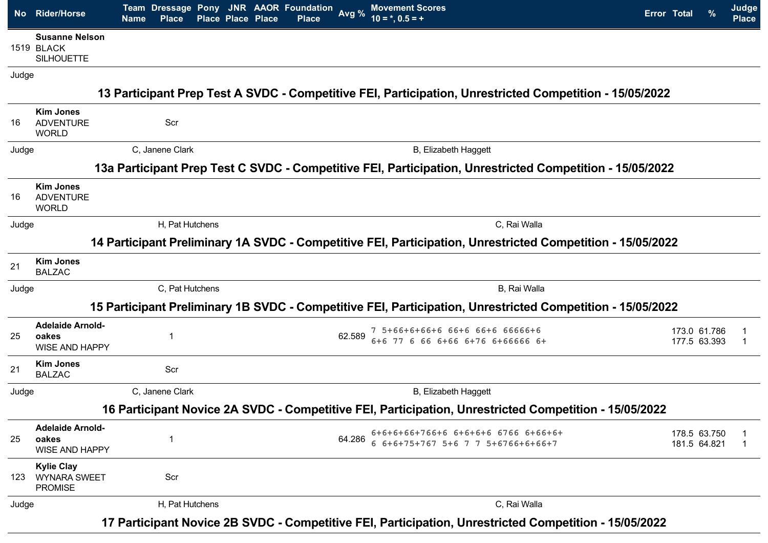| No | Rider/Horse | Team Name | Dressage Place | Pony Place | JNR Place | AAOR Place | Foundation Place | Avg % | Movement Scores 10 = *, 0.5 = + | Error | Total | % | Judge Place |
|---|---|---|---|---|---|---|---|---|---|---|---|---|---|
| 1519 | **Susanne Nelson** BLACK SILHOUETTE | | | | | | | | | | | | |

Judge

## 13 Participant Prep Test A SVDC - Competitive FEI, Participation, Unrestricted Competition - 15/05/2022

| No | Rider/Horse | Team Name | Dressage Place | Pony Place | JNR Place | AAOR Place | Foundation Place | Avg % | Movement Scores | Error | Total | % | Judge Place |
|---|---|---|---|---|---|---|---|---|---|---|---|---|---|
| 16 | **Kim Jones** ADVENTURE WORLD | | Scr | | | | | | | | | | |

Judge — C, Janene Clark — B, Elizabeth Haggett

## 13a Participant Prep Test C SVDC - Competitive FEI, Participation, Unrestricted Competition - 15/05/2022

| No | Rider/Horse | Team Name | Dressage Place | Pony Place | JNR Place | AAOR Place | Foundation Place | Avg % | Movement Scores | Error | Total | % | Judge Place |
|---|---|---|---|---|---|---|---|---|---|---|---|---|---|
| 16 | **Kim Jones** ADVENTURE WORLD | | | | | | | | | | | | |

Judge — H, Pat Hutchens — C, Rai Walla

## 14 Participant Preliminary 1A SVDC - Competitive FEI, Participation, Unrestricted Competition - 15/05/2022

| No | Rider/Horse | Team Name | Dressage Place | Pony Place | JNR Place | AAOR Place | Foundation Place | Avg % | Movement Scores | Error | Total | % | Judge Place |
|---|---|---|---|---|---|---|---|---|---|---|---|---|---|
| 21 | **Kim Jones** BALZAC | | | | | | | | | | | | |

Judge — C, Pat Hutchens — B, Rai Walla

## 15 Participant Preliminary 1B SVDC - Competitive FEI, Participation, Unrestricted Competition - 15/05/2022

| No | Rider/Horse | Team Name | Dressage Place | Pony Place | JNR Place | AAOR Place | Foundation Place | Avg % | Movement Scores | Error | Total | % | Judge Place |
|---|---|---|---|---|---|---|---|---|---|---|---|---|---|
| 25 | **Adelaide Arnold-oakes** WISE AND HAPPY | | 1 | | | | | 62.589 | 7 5+66+6+66+6 66+6 66+6 66666+6<br>6+6 77 6 66 6+66 6+76 6+66666 6+ | | 173.0<br>177.5 | 61.786<br>63.393 | 1<br>1 |
| 21 | **Kim Jones** BALZAC | | Scr | | | | | | | | | | |

Judge — C, Janene Clark — B, Elizabeth Haggett

## 16 Participant Novice 2A SVDC - Competitive FEI, Participation, Unrestricted Competition - 15/05/2022

| No | Rider/Horse | Team Name | Dressage Place | Pony Place | JNR Place | AAOR Place | Foundation Place | Avg % | Movement Scores | Error | Total | % | Judge Place |
|---|---|---|---|---|---|---|---|---|---|---|---|---|---|
| 25 | **Adelaide Arnold-oakes** WISE AND HAPPY | | 1 | | | | | 64.286 | 6+6+6+66+766+6 6+6+6+6 6766 6+66+6+<br>6 6+6+75+767 5+6 7 7 5+6766+6+66+7 | | 178.5<br>181.5 | 63.750<br>64.821 | 1<br>1 |
| 123 | **Kylie Clay** WYNARA SWEET PROMISE | | Scr | | | | | | | | | | |

Judge — H, Pat Hutchens — C, Rai Walla

## 17 Participant Novice 2B SVDC - Competitive FEI, Participation, Unrestricted Competition - 15/05/2022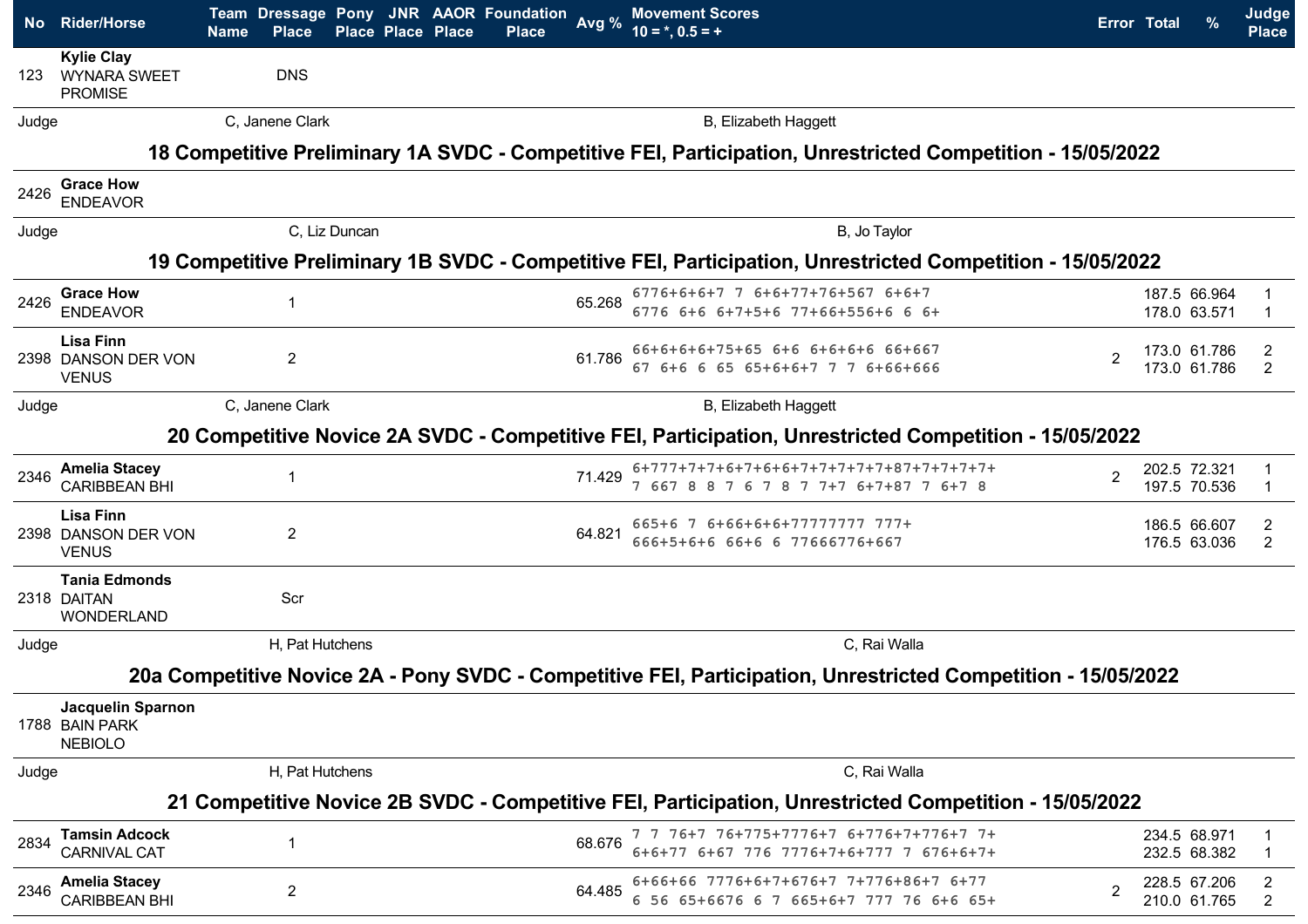| No | Rider/Horse | Team Name | Dressage Place | Pony Place | JNR Place | AAOR Place | Foundation Place | Avg % | Movement Scores 10 = *, 0.5 = + | Error | Total | % | Judge Place |
|---|---|---|---|---|---|---|---|---|---|---|---|---|---|
| 123 | **Kylie Clay** WYNARA SWEET PROMISE | | DNS | | | | | | | | | | |

Judge C, Janene Clark B, Elizabeth Haggett

## 18 Competitive Preliminary 1A SVDC - Competitive FEI, Participation, Unrestricted Competition - 15/05/2022

| No | Rider/Horse | Team Name | Dressage Place | Pony Place | JNR Place | AAOR Place | Foundation Place | Avg % | Movement Scores | Error | Total | % | Judge Place |
|---|---|---|---|---|---|---|---|---|---|---|---|---|---|
| 2426 | **Grace How** ENDEAVOR | | | | | | | | | | | | |

Judge C, Liz Duncan B, Jo Taylor

## 19 Competitive Preliminary 1B SVDC - Competitive FEI, Participation, Unrestricted Competition - 15/05/2022

| No | Rider/Horse | Team Name | Dressage Place | Pony Place | JNR Place | AAOR Place | Foundation Place | Avg % | Movement Scores | Error | Total | % | Judge Place |
|---|---|---|---|---|---|---|---|---|---|---|---|---|---|
| 2426 | **Grace How** ENDEAVOR | | 1 | | | | | 65.268 | 6776+6+6+7 7 6+6+77+76+567 6+6+7<br>6776 6+6 6+7+5+6 77+66+556+6 6 6+ | | 187.5<br>178.0 | 66.964<br>63.571 | 1<br>1 |
| 2398 | **Lisa Finn** DANSON DER VON VENUS | | 2 | | | | | 61.786 | 66+6+6+6+75+65 6+6 6+6+6+6 66+667<br>67 6+6 6 65 65+6+6+7 7 7 6+66+666 | 2 | 173.0<br>173.0 | 61.786<br>61.786 | 2<br>2 |

Judge C, Janene Clark B, Elizabeth Haggett

## 20 Competitive Novice 2A SVDC - Competitive FEI, Participation, Unrestricted Competition - 15/05/2022

| No | Rider/Horse | Team Name | Dressage Place | Pony Place | JNR Place | AAOR Place | Foundation Place | Avg % | Movement Scores | Error | Total | % | Judge Place |
|---|---|---|---|---|---|---|---|---|---|---|---|---|---|
| 2346 | **Amelia Stacey** CARIBBEAN BHI | | 1 | | | | | 71.429 | 6+777+7+7+6+7+6+6+7+7+7+7+7+87+7+7+7+7+<br>7 667 8 8 7 6 7 8 7 7+7 6+7+87 7 6+7 8 | 2 | 202.5<br>197.5 | 72.321<br>70.536 | 1<br>1 |
| 2398 | **Lisa Finn** DANSON DER VON VENUS | | 2 | | | | | 64.821 | 665+6 7 6+66+6+6+77777777 777+<br>666+5+6+6 66+6 6 77666776+667 | | 186.5<br>176.5 | 66.607<br>63.036 | 2<br>2 |
| 2318 | **Tania Edmonds** DAITAN WONDERLAND | | Scr | | | | | | | | | | |

Judge H, Pat Hutchens C, Rai Walla

## 20a Competitive Novice 2A - Pony SVDC - Competitive FEI, Participation, Unrestricted Competition - 15/05/2022

| No | Rider/Horse | Team Name | Dressage Place | Pony Place | JNR Place | AAOR Place | Foundation Place | Avg % | Movement Scores | Error | Total | % | Judge Place |
|---|---|---|---|---|---|---|---|---|---|---|---|---|---|
| 1788 | **Jacquelin Sparnon** BAIN PARK NEBIOLO | | | | | | | | | | | | |

Judge H, Pat Hutchens C, Rai Walla

## 21 Competitive Novice 2B SVDC - Competitive FEI, Participation, Unrestricted Competition - 15/05/2022

| No | Rider/Horse | Team Name | Dressage Place | Pony Place | JNR Place | AAOR Place | Foundation Place | Avg % | Movement Scores | Error | Total | % | Judge Place |
|---|---|---|---|---|---|---|---|---|---|---|---|---|---|
| 2834 | **Tamsin Adcock** CARNIVAL CAT | | 1 | | | | | 68.676 | 7 7 76+7 76+775+7776+7 6+776+7+776+7 7+<br>6+6+77 6+67 776 7776+7+6+777 7 676+6+7+ | | 234.5<br>232.5 | 68.971<br>68.382 | 1<br>1 |
| 2346 | **Amelia Stacey** CARIBBEAN BHI | | 2 | | | | | 64.485 | 6+66+66 7776+6+7+676+7 7+776+86+7 6+77<br>6 56 65+6676 6 7 665+6+7 777 76 6+6 65+ | 2 | 228.5<br>210.0 | 67.206<br>61.765 | 2<br>2 |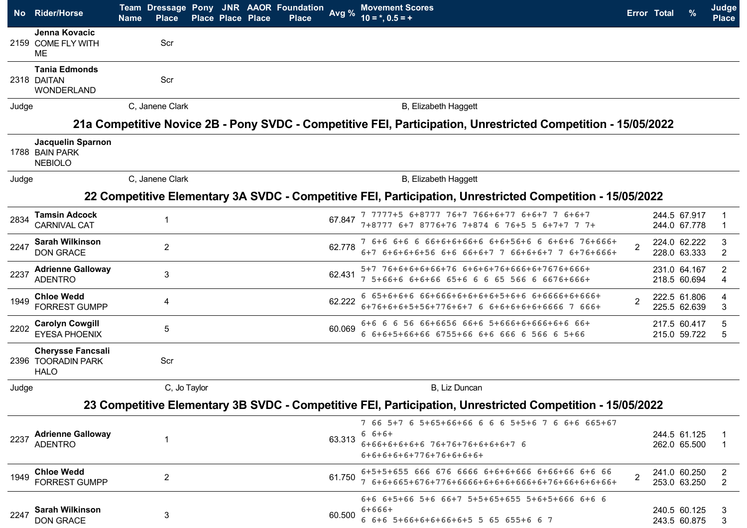| No | Rider/Horse | Team Name | Dressage Place | Pony Place | JNR Place | AAOR Place | Foundation Place | Avg % | Movement Scores 10 = *, 0.5 = + | Error | Total | % | Judge Place |
|---|---|---|---|---|---|---|---|---|---|---|---|---|---|
| 2159 | **Jenna Kovacic** COME FLY WITH ME | | Scr | | | | | | | | | | |
| 2318 | **Tania Edmonds** DAITAN WONDERLAND | | Scr | | | | | | | | | | |

Judge C, Janene Clark B, Elizabeth Haggett

## 21a Competitive Novice 2B - Pony SVDC - Competitive FEI, Participation, Unrestricted Competition - 15/05/2022

| No | Rider/Horse | Team Name | Dressage Place | Pony Place | JNR Place | AAOR Place | Foundation Place | Avg % | Movement Scores 10 = *, 0.5 = + | Error | Total | % | Judge Place |
|---|---|---|---|---|---|---|---|---|---|---|---|---|---|
| 1788 | **Jacquelin Sparnon** BAIN PARK NEBIOLO | | | | | | | | | | | | |

Judge C, Janene Clark B, Elizabeth Haggett

## 22 Competitive Elementary 3A SVDC - Competitive FEI, Participation, Unrestricted Competition - 15/05/2022

| No | Rider/Horse | Team Name | Dressage Place | Pony Place | JNR Place | AAOR Place | Foundation Place | Avg % | Movement Scores 10 = *, 0.5 = + | Error | Total | % | Judge Place |
|---|---|---|---|---|---|---|---|---|---|---|---|---|---|
| 2834 | **Tamsin Adcock** CARNIVAL CAT | | 1 | | | | | 67.847 | 7 7777+5 6+8777 76+7 766+6+77 6+6+7 7 6+6+7<br>7+8777 6+7 8776+76 7+874 6 76+5 5 6+7+7 7 7+ | | 244.5<br>244.0 | 67.917<br>67.778 | 1<br>1 |
| 2247 | **Sarah Wilkinson** DON GRACE | | 2 | | | | | 62.778 | 7 6+6 6+6 6 66+6+66+6 6+6+56+6 6 6+6+6 76+666+<br>6+7 6+6+6+6+56 6+6 66+6+7 7 66+6+6+7 7 6+76+666+ | 2 | 224.0<br>228.0 | 62.222<br>63.333 | 3<br>2 |
| 2237 | **Adrienne Galloway** ADENTRO | | 3 | | | | | 62.431 | 5+7 76+6+6+6+66+76 6+6+6+76+666+6+7676+666+<br>7 5+66+6 6+6+66 65+6 6 6 65 566 6 6676+666+ | | 231.0<br>218.5 | 64.167<br>60.694 | 2<br>4 |
| 1949 | **Chloe Wedd** FORREST GUMPP | | 4 | | | | | 62.222 | 6 65+6+6+6 66+666+6+6+6+6+5+6+6 6+6666+6+666+<br>6+76+6+6+5+56+776+6+7 6 6+6+6+6+6666 7 666+ | 2 | 222.5<br>225.5 | 61.806<br>62.639 | 4<br>3 |
| 2202 | **Carolyn Cowgill** EYESA PHOENIX | | 5 | | | | | 60.069 | 6+6 6 6 56 66+6656 66+6 5+666+6+666+6+6 66+<br>6 6+6+5+66+66 6755+66 6+6 666 6 566 6 5+66 | | 217.5<br>215.0 | 60.417<br>59.722 | 5<br>5 |
| 2396 | **Cherysse Fancsali** TOORADIN PARK HALO | | Scr | | | | | | | | | | |

Judge C, Jo Taylor B, Liz Duncan

## 23 Competitive Elementary 3B SVDC - Competitive FEI, Participation, Unrestricted Competition - 15/05/2022

| No | Rider/Horse | Team Name | Dressage Place | Pony Place | JNR Place | AAOR Place | Foundation Place | Avg % | Movement Scores 10 = *, 0.5 = + | Error | Total | % | Judge Place |
|---|---|---|---|---|---|---|---|---|---|---|---|---|---|
| 2237 | **Adrienne Galloway** ADENTRO | | 1 | | | | | 63.313 | 7 66 5+7 6 5+65+66+66 6 6 6 5+5+6 7 6 6+6 665+67 6 6+6+<br>6+66+6+6+6+6 76+76+76+6+6+6+7 6 6+6+6+6+6+776+76+6+6+6+ | | 244.5<br>262.0 | 61.125<br>65.500 | 1<br>1 |
| 1949 | **Chloe Wedd** FORREST GUMPP | | 2 | | | | | 61.750 | 6+5+5+655 666 676 6666 6+6+6+666 6+66+66 6+6 66<br>7 6+6+665+676+776+6666+6+6+6+666+6+76+66+6+6+66+ | 2 | 241.0<br>253.0 | 60.250<br>63.250 | 2<br>2 |
| 2247 | **Sarah Wilkinson** DON GRACE | | 3 | | | | | 60.500 | 6+6 6+5+66 5+6 66+7 5+5+65+655 5+6+5+666 6+6 6 6+666+<br>6 6+6 5+66+6+6+66+6+5 5 65 655+6 6 7 | | 240.5<br>243.5 | 60.125<br>60.875 | 3<br>3 |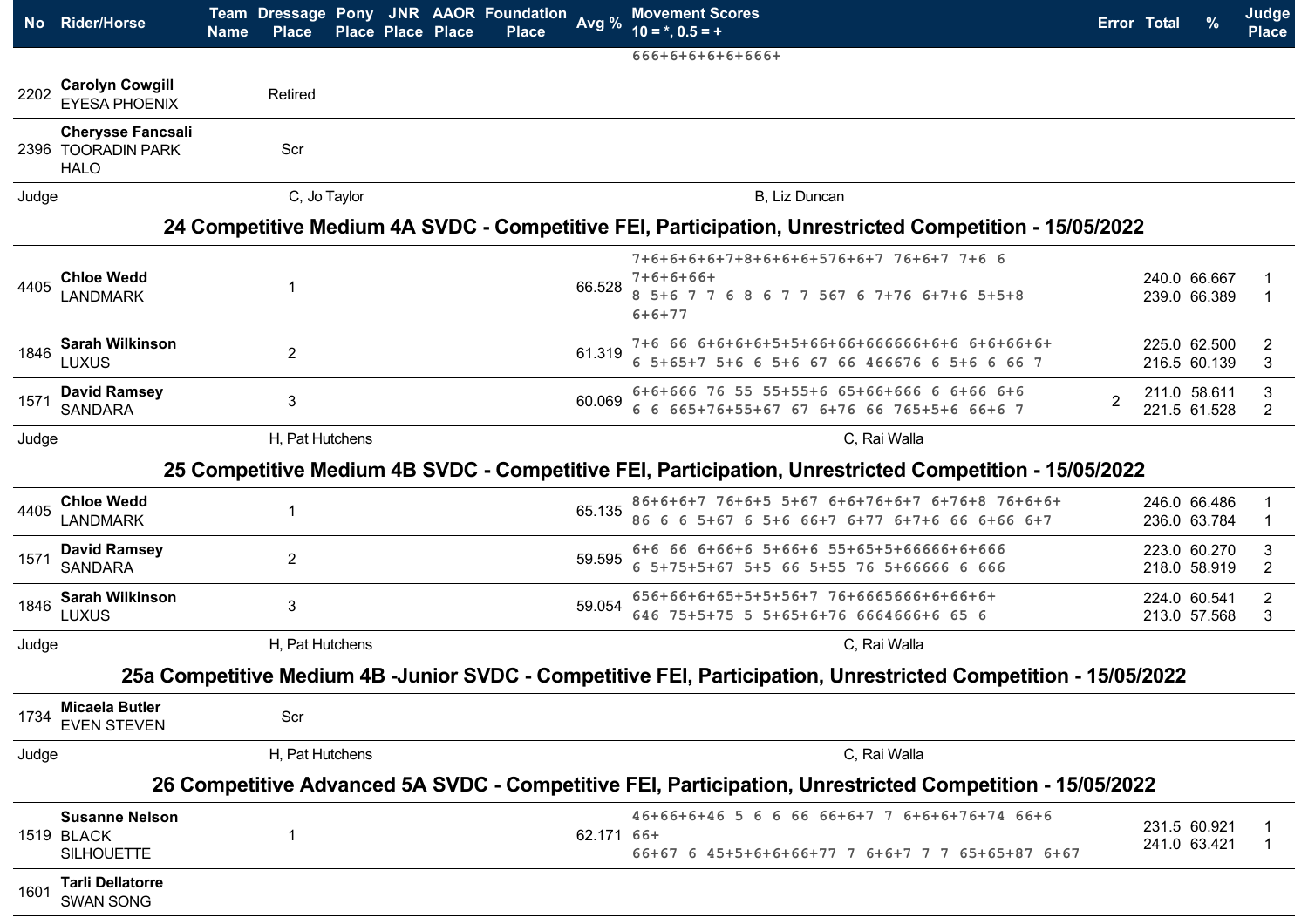| No | Rider/Horse | Team Name | Dressage Place | Pony Place | JNR Place | AAOR Place | Foundation Place | Avg % | Movement Scores 10 = *, 0.5 = + | Error | Total | % | Judge Place |
|---|---|---|---|---|---|---|---|---|---|---|---|---|---|
| | | | | | | | | | 666+6+6+6+6+666+ | | | | |
| 2202 | **Carolyn Cowgill** EYESA PHOENIX | | Retired | | | | | | | | | | |
| 2396 | **Cherysse Fancsali** TOORADIN PARK HALO | | Scr | | | | | | | | | | |

Judge C, Jo Taylor B, Liz Duncan

## 24 Competitive Medium 4A SVDC - Competitive FEI, Participation, Unrestricted Competition - 15/05/2022

| No | Rider/Horse | Team Name | Dressage Place | Pony Place | JNR Place | AAOR Place | Foundation Place | Avg % | Movement Scores | Error | Total | % | Judge Place |
|---|---|---|---|---|---|---|---|---|---|---|---|---|---|
| 4405 | **Chloe Wedd** LANDMARK | | 1 | | | | | 66.528 | 7+6+6+6+6+7+8+6+6+6+576+6+7 76+6+7 7+6 6 7+6+6+66+<br>8 5+6 7 7 6 8 6 7 7 567 6 7+76 6+7+6 5+5+8 6+6+77 | | 240.0<br>239.0 | 66.667<br>66.389 | 1<br>1 |
| 1846 | **Sarah Wilkinson** LUXUS | | 2 | | | | | 61.319 | 7+6 66 6+6+6+6+5+5+66+66+666666+6+6 6+6+66+6+<br>6 5+65+7 5+6 6 5+6 67 66 466676 6 5+6 6 66 7 | | 225.0<br>216.5 | 62.500<br>60.139 | 2<br>3 |
| 1571 | **David Ramsey** SANDARA | | 3 | | | | | 60.069 | 6+6+666 76 55 55+55+6 65+66+666 6 6+66 6+6<br>6 6 665+76+55+67 67 6+76 66 765+5+6 66+6 7 | 2 | 211.0<br>221.5 | 58.611<br>61.528 | 3<br>2 |

Judge H, Pat Hutchens C, Rai Walla

## 25 Competitive Medium 4B SVDC - Competitive FEI, Participation, Unrestricted Competition - 15/05/2022

| No | Rider/Horse | Team Name | Dressage Place | Pony Place | JNR Place | AAOR Place | Foundation Place | Avg % | Movement Scores | Error | Total | % | Judge Place |
|---|---|---|---|---|---|---|---|---|---|---|---|---|---|
| 4405 | **Chloe Wedd** LANDMARK | | 1 | | | | | 65.135 | 86+6+6+7 76+6+5 5+67 6+6+76+6+7 6+76+8 76+6+6+<br>86 6 6 5+67 6 5+6 66+7 6+77 6+7+6 66 6+66 6+7 | | 246.0<br>236.0 | 66.486<br>63.784 | 1<br>1 |
| 1571 | **David Ramsey** SANDARA | | 2 | | | | | 59.595 | 6+6 66 6+66+6 5+66+6 55+65+5+66666+6+666<br>6 5+75+5+67 5+5 66 5+55 76 5+66666 6 666 | | 223.0<br>218.0 | 60.270<br>58.919 | 3<br>2 |
| 1846 | **Sarah Wilkinson** LUXUS | | 3 | | | | | 59.054 | 656+66+6+65+5+5+56+7 76+6665666+6+66+6+<br>646 75+5+75 5 5+65+6+76 6664666+6 65 6 | | 224.0<br>213.0 | 60.541<br>57.568 | 2<br>3 |

Judge H, Pat Hutchens C, Rai Walla

## 25a Competitive Medium 4B -Junior SVDC - Competitive FEI, Participation, Unrestricted Competition - 15/05/2022

| No | Rider/Horse | Team Name | Dressage Place | Pony Place | JNR Place | AAOR Place | Foundation Place | Avg % | Movement Scores | Error | Total | % | Judge Place |
|---|---|---|---|---|---|---|---|---|---|---|---|---|---|
| 1734 | **Micaela Butler** EVEN STEVEN | | Scr | | | | | | | | | | |

Judge H, Pat Hutchens C, Rai Walla

## 26 Competitive Advanced 5A SVDC - Competitive FEI, Participation, Unrestricted Competition - 15/05/2022

| No | Rider/Horse | Team Name | Dressage Place | Pony Place | JNR Place | AAOR Place | Foundation Place | Avg % | Movement Scores | Error | Total | % | Judge Place |
|---|---|---|---|---|---|---|---|---|---|---|---|---|---|
| 1519 | **Susanne Nelson** BLACK SILHOUETTE | | 1 | | | | | 62.171 | 46+66+6+46 5 6 6 66 66+6+7 7 6+6+6+76+74 66+6 66+<br>66+67 6 45+5+6+6+66+77 7 6+6+7 7 7 65+65+87 6+67 | | 231.5<br>241.0 | 60.921<br>63.421 | 1<br>1 |
| 1601 | **Tarli Dellatorre** SWAN SONG | | | | | | | | | | | | |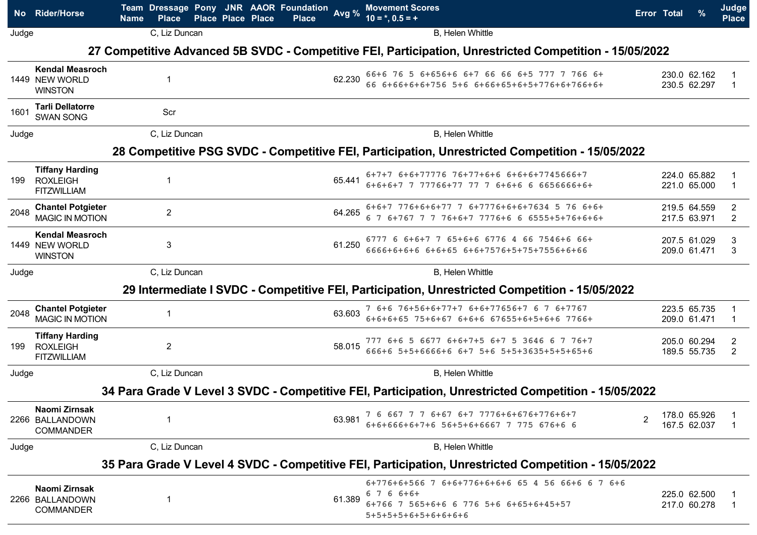| No | Rider/Horse | Team Name | Dressage Place | Pony Place | JNR Place | AAOR Place | Foundation Place | Avg % | Movement Scores 10 = *, 0.5 = + | Error | Total | % | Judge Place |
|---|---|---|---|---|---|---|---|---|---|---|---|---|---|
| Judge | | | C, Liz Duncan | | | | | | B, Helen Whittle | | | | |

## 27 Competitive Advanced 5B SVDC - Competitive FEI, Participation, Unrestricted Competition - 15/05/2022

| No | Rider/Horse | Team Name | Dressage Place | Pony Place | JNR Place | AAOR Place | Foundation Place | Avg % | Movement Scores 10 = *, 0.5 = + | Error | Total | % | Judge Place |
|---|---|---|---|---|---|---|---|---|---|---|---|---|---|
| 1449 | **Kendal Measroch** NEW WORLD WINSTON | | 1 | | | | | 62.230 | 66+6 76 5 6+656+6 6+7 66 66 6+5 777 7 766 6+<br>66 6+66+6+6+756 5+6 6+66+65+6+5+776+6+766+6+ | | 230.0<br>230.5 | 62.162<br>62.297 | 1<br>1 |
| 1601 | **Tarli Dellatorre** SWAN SONG | | Scr | | | | | | | | | | |
| Judge | | | C, Liz Duncan | | | | | | B, Helen Whittle | | | | |

## 28 Competitive PSG SVDC - Competitive FEI, Participation, Unrestricted Competition - 15/05/2022

| No | Rider/Horse | Team Name | Dressage Place | Pony Place | JNR Place | AAOR Place | Foundation Place | Avg % | Movement Scores 10 = *, 0.5 = + | Error | Total | % | Judge Place |
|---|---|---|---|---|---|---|---|---|---|---|---|---|---|
| 199 | **Tiffany Harding** ROXLEIGH FITZWILLIAM | | 1 | | | | | 65.441 | 6+7+7 6+6+77776 76+77+6+6 6+6+6+7745666+7<br>6+6+6+7 7 77766+77 77 7 6+6+6 6 6656666+6+ | | 224.0<br>221.0 | 65.882<br>65.000 | 1<br>1 |
| 2048 | **Chantel Potgieter** MAGIC IN MOTION | | 2 | | | | | 64.265 | 6+6+7 776+6+6+77 7 6+7776+6+6+7634 5 76 6+6+<br>6 7 6+767 7 7 76+6+7 7776+6 6 6555+5+76+6+6+ | | 219.5<br>217.5 | 64.559<br>63.971 | 2<br>2 |
| 1449 | **Kendal Measroch** NEW WORLD WINSTON | | 3 | | | | | 61.250 | 6777 6 6+6+7 7 65+6+6 6776 4 66 7546+6 66+<br>6666+6+6+6 6+6+65 6+6+7576+5+75+7556+6+66 | | 207.5<br>209.0 | 61.029<br>61.471 | 3<br>3 |
| Judge | | | C, Liz Duncan | | | | | | B, Helen Whittle | | | | |

## 29 Intermediate I SVDC - Competitive FEI, Participation, Unrestricted Competition - 15/05/2022

| No | Rider/Horse | Team Name | Dressage Place | Pony Place | JNR Place | AAOR Place | Foundation Place | Avg % | Movement Scores 10 = *, 0.5 = + | Error | Total | % | Judge Place |
|---|---|---|---|---|---|---|---|---|---|---|---|---|---|
| 2048 | **Chantel Potgieter** MAGIC IN MOTION | | 1 | | | | | 63.603 | 7 6+6 76+56+6+77+7 6+6+77656+7 6 7 6+7767<br>6+6+6+65 75+6+67 6+6+6 67655+6+5+6+6 7766+ | | 223.5<br>209.0 | 65.735<br>61.471 | 1<br>1 |
| 199 | **Tiffany Harding** ROXLEIGH FITZWILLIAM | | 2 | | | | | 58.015 | 777 6+6 5 6677 6+6+7+5 6+7 5 3646 6 7 76+7<br>666+6 5+5+6666+6 6+7 5+6 5+5+3635+5+65+6 | | 205.0<br>189.5 | 60.294<br>55.735 | 2<br>2 |
| Judge | | | C, Liz Duncan | | | | | | B, Helen Whittle | | | | |

## 34 Para Grade V Level 3 SVDC - Competitive FEI, Participation, Unrestricted Competition - 15/05/2022

| No | Rider/Horse | Team Name | Dressage Place | Pony Place | JNR Place | AAOR Place | Foundation Place | Avg % | Movement Scores 10 = *, 0.5 = + | Error | Total | % | Judge Place |
|---|---|---|---|---|---|---|---|---|---|---|---|---|---|
| 2266 | **Naomi Zirnsak** BALLANDOWN COMMANDER | | 1 | | | | | 63.981 | 7 6 667 7 7 6+67 6+7 7776+6+676+776+6+7<br>6+6+666+6+7+6 56+5+6+6667 7 775 676+6 6 | 2 | 178.0<br>167.5 | 65.926<br>62.037 | 1<br>1 |
| Judge | | | C, Liz Duncan | | | | | | B, Helen Whittle | | | | |

## 35 Para Grade V Level 4 SVDC - Competitive FEI, Participation, Unrestricted Competition - 15/05/2022

| No | Rider/Horse | Team Name | Dressage Place | Pony Place | JNR Place | AAOR Place | Foundation Place | Avg % | Movement Scores 10 = *, 0.5 = + | Error | Total | % | Judge Place |
|---|---|---|---|---|---|---|---|---|---|---|---|---|---|
| 2266 | **Naomi Zirnsak** BALLANDOWN COMMANDER | | 1 | | | | | 61.389 | 6+776+6+566 7 6+6+776+6+6+6 65 4 56 66+6 6 7 6+6<br>6 7 6 6+6+<br>6+766 7 565+6+6 6 776 5+6 6+65+6+45+57<br>5+5+5+5+6+5+6+6+6+6 | | 225.0<br>217.0 | 62.500<br>60.278 | 1<br>1 |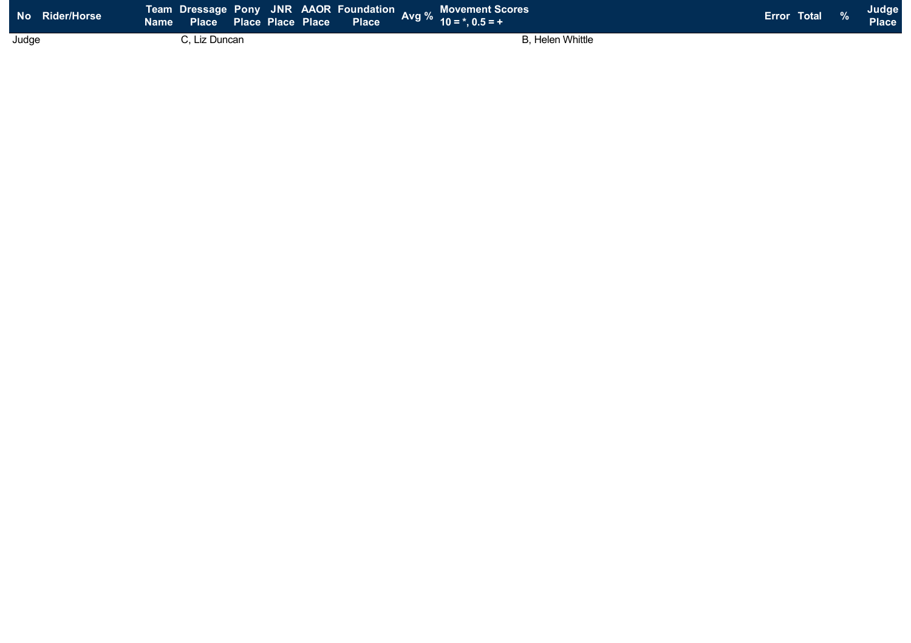| No | Rider/Horse | Team Name | Dressage Place | Pony Place | JNR Place | AAOR Place | Foundation Place | Avg % | Movement Scores 10 = *, 0.5 = + | Error | Total | % | Judge Place |
|---|---|---|---|---|---|---|---|---|---|---|---|---|---|
| Judge | | C, Liz Duncan | | | | | | | B, Helen Whittle | | | | |